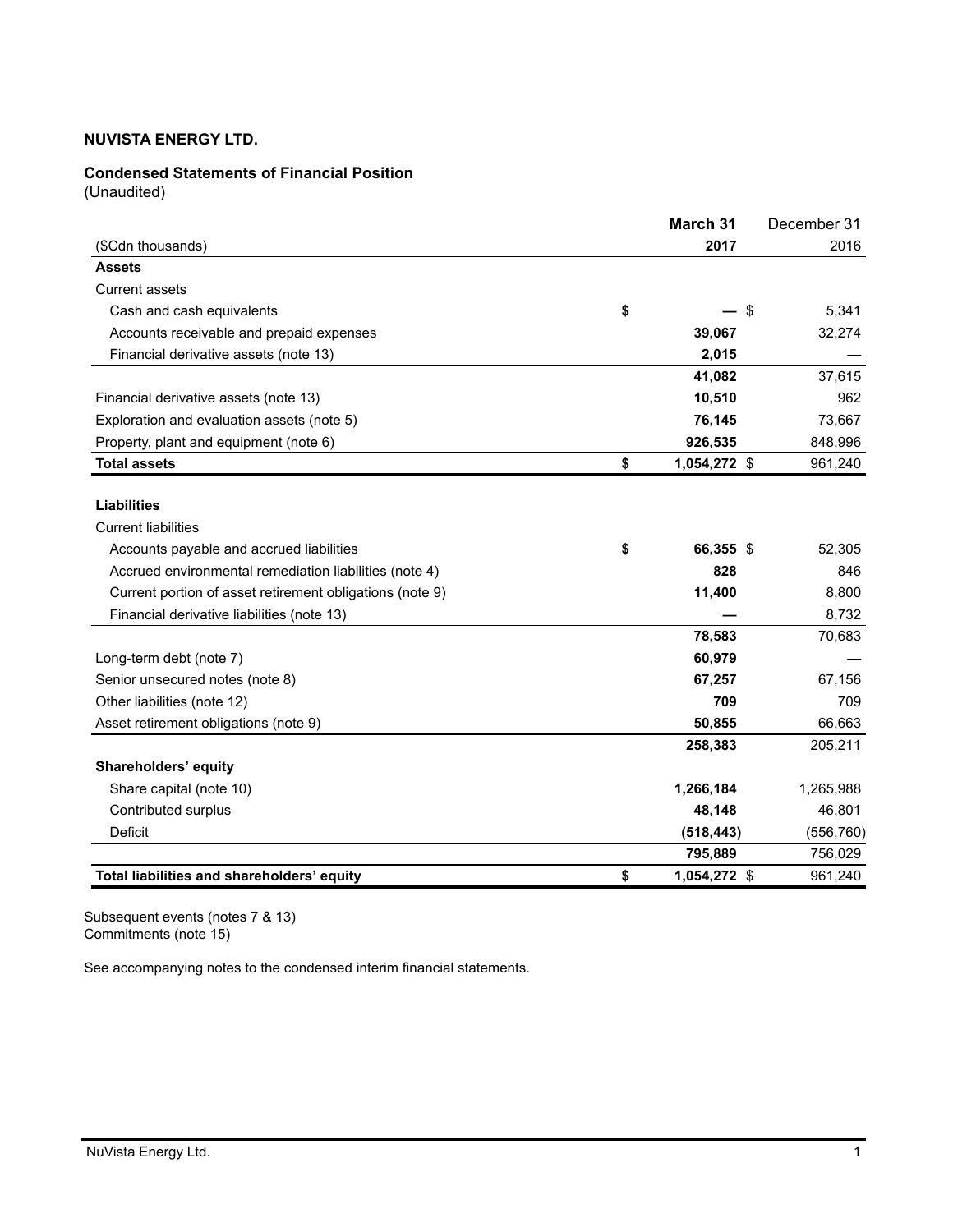**NUVISTA ENERGY LTD.**

**Condensed Statements of Financial Position**
(Unaudited)

| ($Cdn thousands) | March 31 2017 | December 31 2016 |
|---|---|---|
| **Assets** | | |
| Current assets | | |
| Cash and cash equivalents | $ — | $ 5,341 |
| Accounts receivable and prepaid expenses | 39,067 | 32,274 |
| Financial derivative assets (note 13) | 2,015 | — |
| | 41,082 | 37,615 |
| Financial derivative assets (note 13) | 10,510 | 962 |
| Exploration and evaluation assets (note 5) | 76,145 | 73,667 |
| Property, plant and equipment (note 6) | 926,535 | 848,996 |
| **Total assets** | $ 1,054,272 | $ 961,240 |
| **Liabilities** | | |
| Current liabilities | | |
| Accounts payable and accrued liabilities | $ 66,355 | $ 52,305 |
| Accrued environmental remediation liabilities (note 4) | 828 | 846 |
| Current portion of asset retirement obligations (note 9) | 11,400 | 8,800 |
| Financial derivative liabilities (note 13) | — | 8,732 |
| | 78,583 | 70,683 |
| Long-term debt (note 7) | 60,979 | — |
| Senior unsecured notes (note 8) | 67,257 | 67,156 |
| Other liabilities (note 12) | 709 | 709 |
| Asset retirement obligations (note 9) | 50,855 | 66,663 |
| | 258,383 | 205,211 |
| **Shareholders' equity** | | |
| Share capital (note 10) | 1,266,184 | 1,265,988 |
| Contributed surplus | 48,148 | 46,801 |
| Deficit | (518,443) | (556,760) |
| | 795,889 | 756,029 |
| **Total liabilities and shareholders' equity** | $ 1,054,272 | $ 961,240 |

Subsequent events (notes 7 & 13)
Commitments (note 15)

See accompanying notes to the condensed interim financial statements.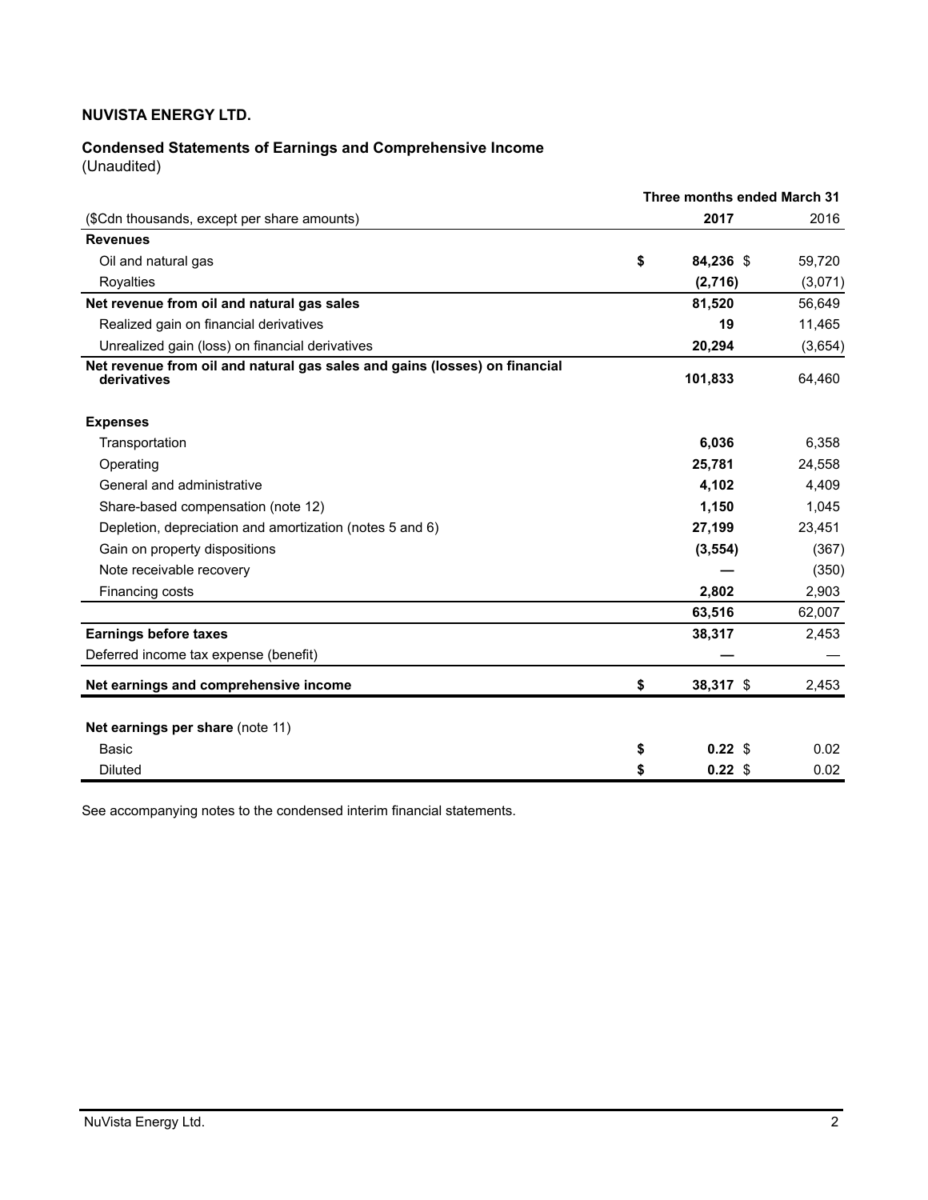**NUVISTA ENERGY LTD.**

**Condensed Statements of Earnings and Comprehensive Income**
(Unaudited)

| | Three months ended March 31 | |
|---|---|---|
| ($Cdn thousands, except per share amounts) | **2017** | 2016 |
| **Revenues** | | |
| Oil and natural gas | **$ 84,236** | $ 59,720 |
| Royalties | **(2,716)** | (3,071) |
| **Net revenue from oil and natural gas sales** | **81,520** | 56,649 |
| Realized gain on financial derivatives | **19** | 11,465 |
| Unrealized gain (loss) on financial derivatives | **20,294** | (3,654) |
| **Net revenue from oil and natural gas sales and gains (losses) on financial derivatives** | **101,833** | 64,460 |
| **Expenses** | | |
| Transportation | **6,036** | 6,358 |
| Operating | **25,781** | 24,558 |
| General and administrative | **4,102** | 4,409 |
| Share-based compensation (note 12) | **1,150** | 1,045 |
| Depletion, depreciation and amortization (notes 5 and 6) | **27,199** | 23,451 |
| Gain on property dispositions | **(3,554)** | (367) |
| Note receivable recovery | **—** | (350) |
| Financing costs | **2,802** | 2,903 |
| | **63,516** | 62,007 |
| **Earnings before taxes** | **38,317** | 2,453 |
| Deferred income tax expense (benefit) | **—** | — |
| **Net earnings and comprehensive income** | **$ 38,317** | $ 2,453 |
| **Net earnings per share** (note 11) | | |
| Basic | **$ 0.22** | $ 0.02 |
| Diluted | **$ 0.22** | $ 0.02 |

See accompanying notes to the condensed interim financial statements.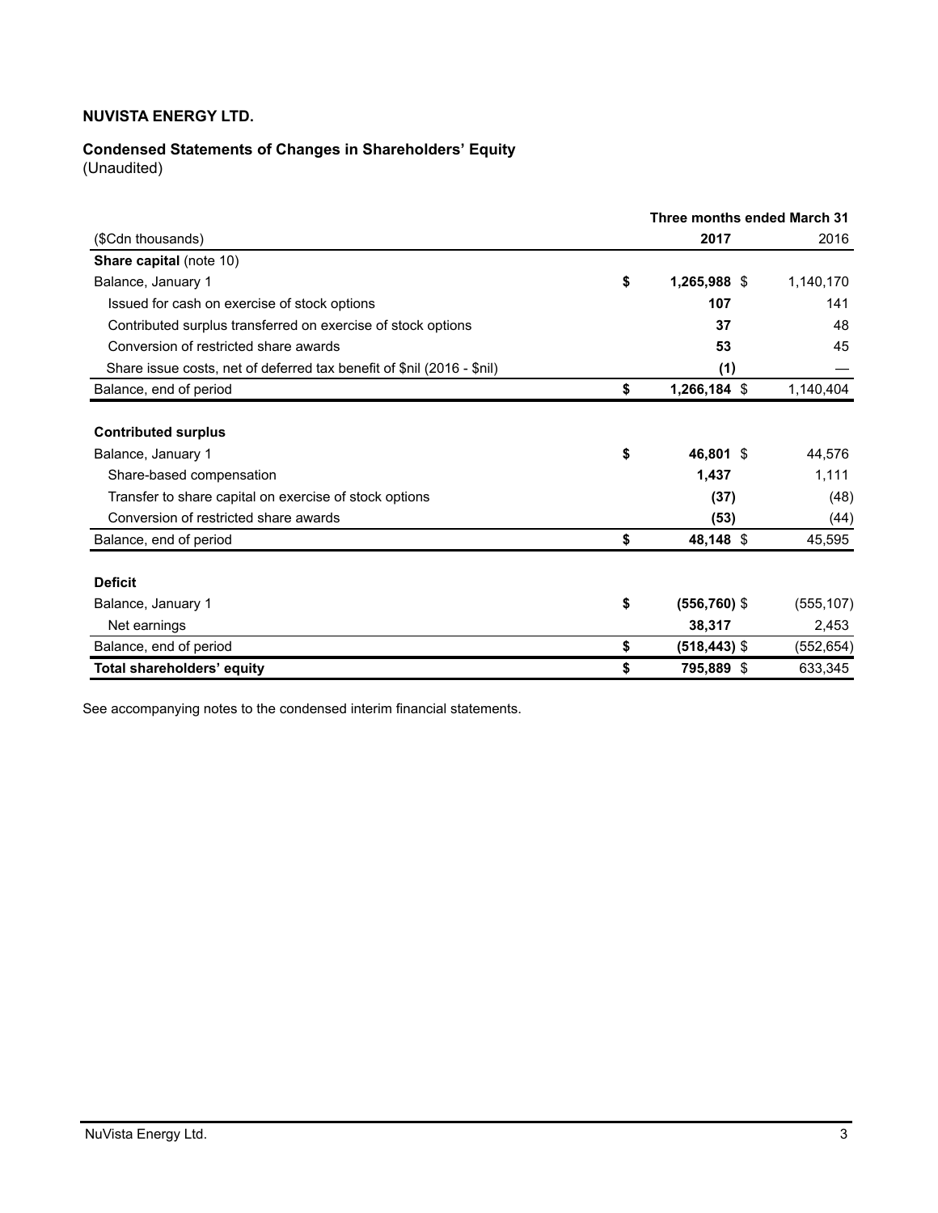**NUVISTA ENERGY LTD.**

**Condensed Statements of Changes in Shareholders' Equity**
(Unaudited)

| | Three months ended March 31 | |
|---|---|---|
| ($Cdn thousands) | **2017** | 2016 |
| **Share capital** (note 10) | | |
| Balance, January 1 | **$ 1,265,988** | $ 1,140,170 |
| Issued for cash on exercise of stock options | **107** | 141 |
| Contributed surplus transferred on exercise of stock options | **37** | 48 |
| Conversion of restricted share awards | **53** | 45 |
| Share issue costs, net of deferred tax benefit of $nil (2016 - $nil) | **(1)** | — |
| Balance, end of period | **$ 1,266,184** | $ 1,140,404 |
| | | |
| **Contributed surplus** | | |
| Balance, January 1 | **$ 46,801** | $ 44,576 |
| Share-based compensation | **1,437** | 1,111 |
| Transfer to share capital on exercise of stock options | **(37)** | (48) |
| Conversion of restricted share awards | **(53)** | (44) |
| Balance, end of period | **$ 48,148** | $ 45,595 |
| | | |
| **Deficit** | | |
| Balance, January 1 | **$ (556,760)** | $ (555,107) |
| Net earnings | **38,317** | 2,453 |
| Balance, end of period | **$ (518,443)** | $ (552,654) |
| **Total shareholders' equity** | **$ 795,889** | $ 633,345 |

See accompanying notes to the condensed interim financial statements.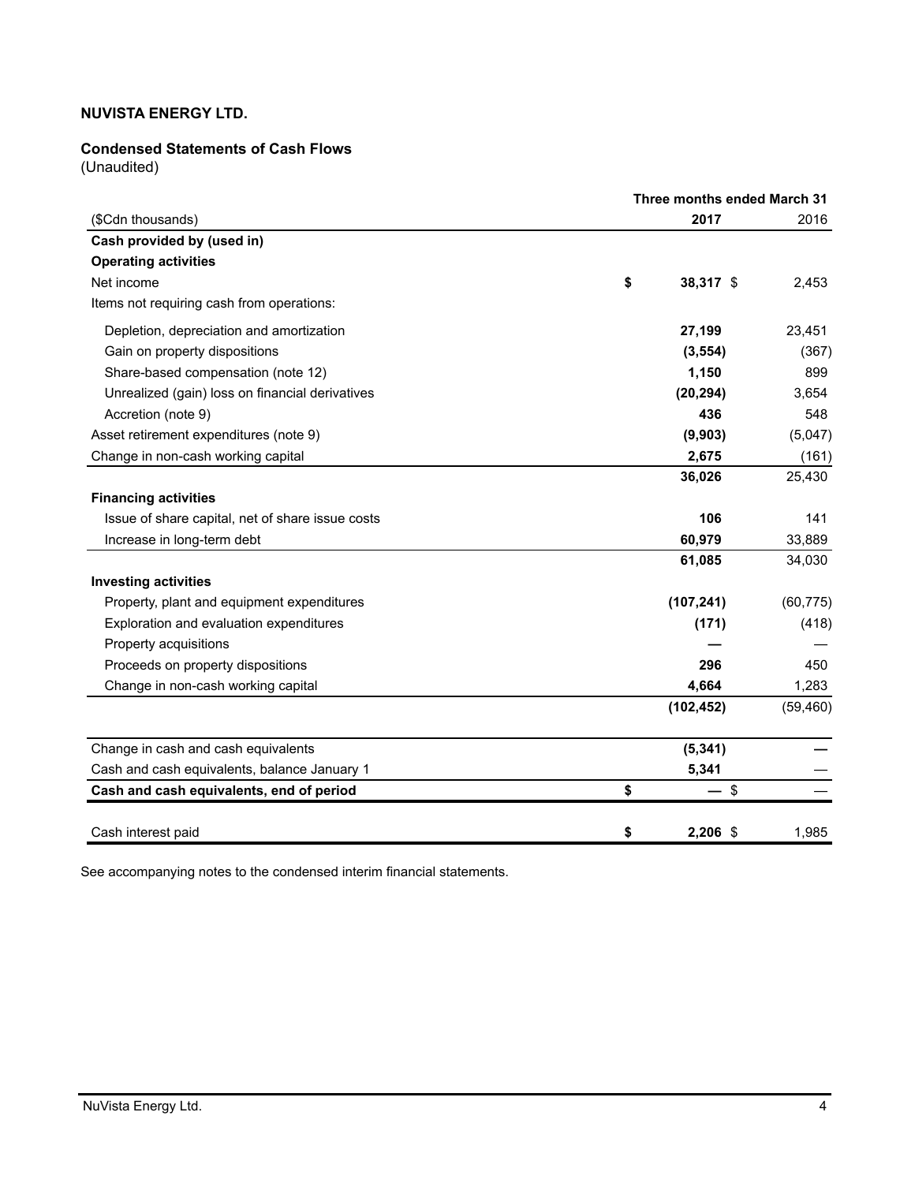**NUVISTA ENERGY LTD.**

**Condensed Statements of Cash Flows**
(Unaudited)

| | Three months ended March 31 | |
|---|---|---|
| ($Cdn thousands) | **2017** | 2016 |
| **Cash provided by (used in)** | | |
| **Operating activities** | | |
| Net income | **$ 38,317** | $ 2,453 |
| Items not requiring cash from operations: | | |
| Depletion, depreciation and amortization | **27,199** | 23,451 |
| Gain on property dispositions | **(3,554)** | (367) |
| Share-based compensation (note 12) | **1,150** | 899 |
| Unrealized (gain) loss on financial derivatives | **(20,294)** | 3,654 |
| Accretion (note 9) | **436** | 548 |
| Asset retirement expenditures (note 9) | **(9,903)** | (5,047) |
| Change in non-cash working capital | **2,675** | (161) |
| | **36,026** | 25,430 |
| **Financing activities** | | |
| Issue of share capital, net of share issue costs | **106** | 141 |
| Increase in long-term debt | **60,979** | 33,889 |
| | **61,085** | 34,030 |
| **Investing activities** | | |
| Property, plant and equipment expenditures | **(107,241)** | (60,775) |
| Exploration and evaluation expenditures | **(171)** | (418) |
| Property acquisitions | **—** | — |
| Proceeds on property dispositions | **296** | 450 |
| Change in non-cash working capital | **4,664** | 1,283 |
| | **(102,452)** | (59,460) |
| Change in cash and cash equivalents | **(5,341)** | — |
| Cash and cash equivalents, balance January 1 | **5,341** | — |
| **Cash and cash equivalents, end of period** | **$ —** | $ — |
| Cash interest paid | **$ 2,206** | $ 1,985 |

See accompanying notes to the condensed interim financial statements.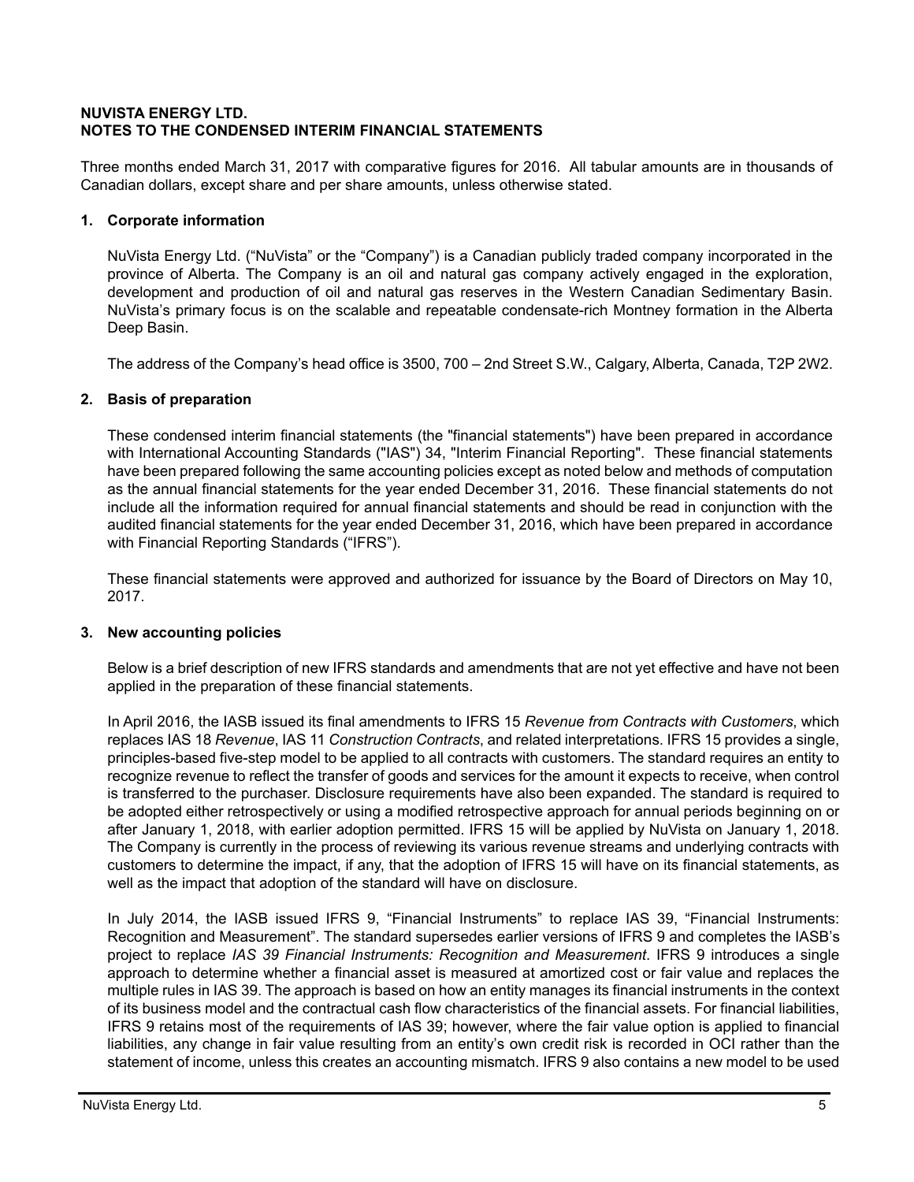**NUVISTA ENERGY LTD.**
**NOTES TO THE CONDENSED INTERIM FINANCIAL STATEMENTS**

Three months ended March 31, 2017 with comparative figures for 2016. All tabular amounts are in thousands of Canadian dollars, except share and per share amounts, unless otherwise stated.

## 1. Corporate information

NuVista Energy Ltd. ("NuVista" or the "Company") is a Canadian publicly traded company incorporated in the province of Alberta. The Company is an oil and natural gas company actively engaged in the exploration, development and production of oil and natural gas reserves in the Western Canadian Sedimentary Basin. NuVista's primary focus is on the scalable and repeatable condensate-rich Montney formation in the Alberta Deep Basin.

The address of the Company's head office is 3500, 700 – 2nd Street S.W., Calgary, Alberta, Canada, T2P 2W2.

## 2. Basis of preparation

These condensed interim financial statements (the "financial statements") have been prepared in accordance with International Accounting Standards ("IAS") 34, "Interim Financial Reporting". These financial statements have been prepared following the same accounting policies except as noted below and methods of computation as the annual financial statements for the year ended December 31, 2016. These financial statements do not include all the information required for annual financial statements and should be read in conjunction with the audited financial statements for the year ended December 31, 2016, which have been prepared in accordance with Financial Reporting Standards ("IFRS").

These financial statements were approved and authorized for issuance by the Board of Directors on May 10, 2017.

## 3. New accounting policies

Below is a brief description of new IFRS standards and amendments that are not yet effective and have not been applied in the preparation of these financial statements.

In April 2016, the IASB issued its final amendments to IFRS 15 *Revenue from Contracts with Customers*, which replaces IAS 18 *Revenue*, IAS 11 *Construction Contracts*, and related interpretations. IFRS 15 provides a single, principles-based five-step model to be applied to all contracts with customers. The standard requires an entity to recognize revenue to reflect the transfer of goods and services for the amount it expects to receive, when control is transferred to the purchaser. Disclosure requirements have also been expanded. The standard is required to be adopted either retrospectively or using a modified retrospective approach for annual periods beginning on or after January 1, 2018, with earlier adoption permitted. IFRS 15 will be applied by NuVista on January 1, 2018. The Company is currently in the process of reviewing its various revenue streams and underlying contracts with customers to determine the impact, if any, that the adoption of IFRS 15 will have on its financial statements, as well as the impact that adoption of the standard will have on disclosure.

In July 2014, the IASB issued IFRS 9, "Financial Instruments" to replace IAS 39, "Financial Instruments: Recognition and Measurement". The standard supersedes earlier versions of IFRS 9 and completes the IASB's project to replace *IAS 39 Financial Instruments: Recognition and Measurement*. IFRS 9 introduces a single approach to determine whether a financial asset is measured at amortized cost or fair value and replaces the multiple rules in IAS 39. The approach is based on how an entity manages its financial instruments in the context of its business model and the contractual cash flow characteristics of the financial assets. For financial liabilities, IFRS 9 retains most of the requirements of IAS 39; however, where the fair value option is applied to financial liabilities, any change in fair value resulting from an entity's own credit risk is recorded in OCI rather than the statement of income, unless this creates an accounting mismatch. IFRS 9 also contains a new model to be used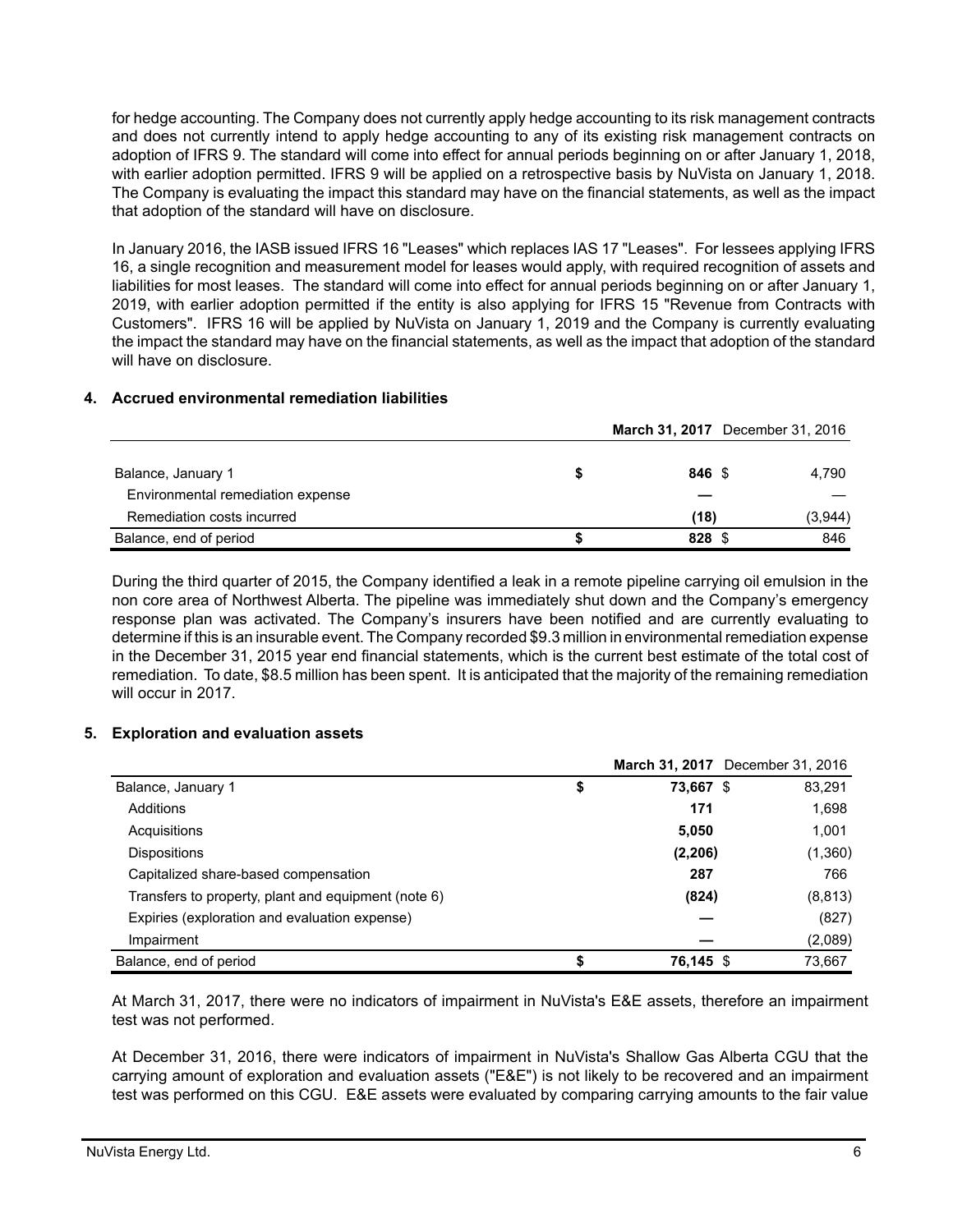for hedge accounting. The Company does not currently apply hedge accounting to its risk management contracts and does not currently intend to apply hedge accounting to any of its existing risk management contracts on adoption of IFRS 9. The standard will come into effect for annual periods beginning on or after January 1, 2018, with earlier adoption permitted. IFRS 9 will be applied on a retrospective basis by NuVista on January 1, 2018. The Company is evaluating the impact this standard may have on the financial statements, as well as the impact that adoption of the standard will have on disclosure.

In January 2016, the IASB issued IFRS 16 "Leases" which replaces IAS 17 "Leases". For lessees applying IFRS 16, a single recognition and measurement model for leases would apply, with required recognition of assets and liabilities for most leases. The standard will come into effect for annual periods beginning on or after January 1, 2019, with earlier adoption permitted if the entity is also applying for IFRS 15 "Revenue from Contracts with Customers". IFRS 16 will be applied by NuVista on January 1, 2019 and the Company is currently evaluating the impact the standard may have on the financial statements, as well as the impact that adoption of the standard will have on disclosure.

## 4. Accrued environmental remediation liabilities

| | **March 31, 2017** | December 31, 2016 |
|---|---|---|
| Balance, January 1 | **$ 846** | $ 4,790 |
| Environmental remediation expense | **—** | — |
| Remediation costs incurred | **(18)** | (3,944) |
| Balance, end of period | **$ 828** | $ 846 |

During the third quarter of 2015, the Company identified a leak in a remote pipeline carrying oil emulsion in the non core area of Northwest Alberta. The pipeline was immediately shut down and the Company's emergency response plan was activated. The Company's insurers have been notified and are currently evaluating to determine if this is an insurable event. The Company recorded $9.3 million in environmental remediation expense in the December 31, 2015 year end financial statements, which is the current best estimate of the total cost of remediation. To date, $8.5 million has been spent. It is anticipated that the majority of the remaining remediation will occur in 2017.

## 5. Exploration and evaluation assets

| | **March 31, 2017** | December 31, 2016 |
|---|---|---|
| Balance, January 1 | **$ 73,667** | $ 83,291 |
| Additions | **171** | 1,698 |
| Acquisitions | **5,050** | 1,001 |
| Dispositions | **(2,206)** | (1,360) |
| Capitalized share-based compensation | **287** | 766 |
| Transfers to property, plant and equipment (note 6) | **(824)** | (8,813) |
| Expiries (exploration and evaluation expense) | **—** | (827) |
| Impairment | **—** | (2,089) |
| Balance, end of period | **$ 76,145** | $ 73,667 |

At March 31, 2017, there were no indicators of impairment in NuVista's E&E assets, therefore an impairment test was not performed.

At December 31, 2016, there were indicators of impairment in NuVista's Shallow Gas Alberta CGU that the carrying amount of exploration and evaluation assets ("E&E") is not likely to be recovered and an impairment test was performed on this CGU. E&E assets were evaluated by comparing carrying amounts to the fair value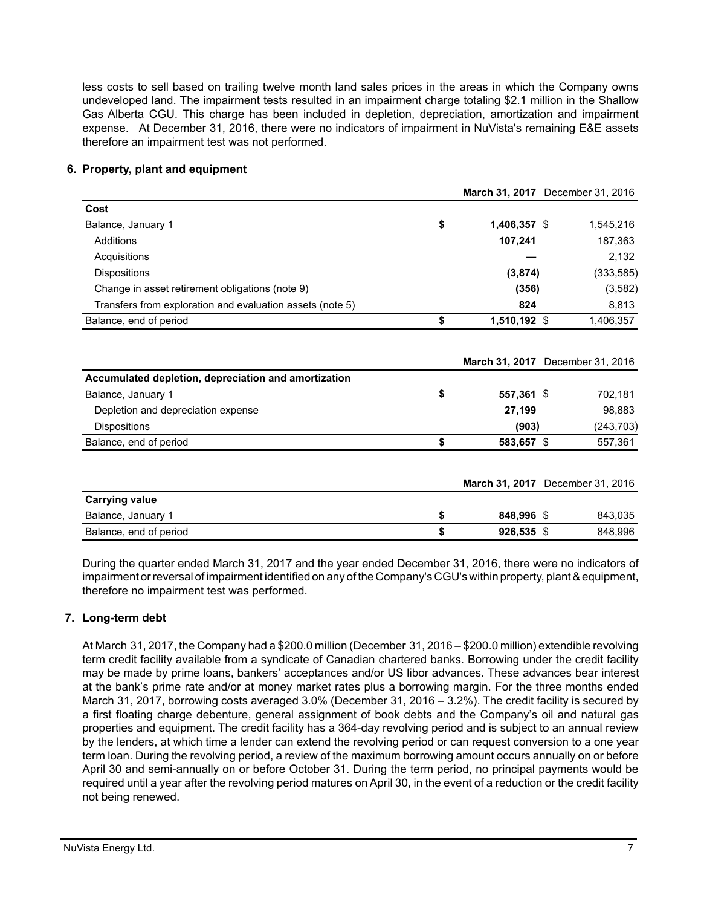less costs to sell based on trailing twelve month land sales prices in the areas in which the Company owns undeveloped land. The impairment tests resulted in an impairment charge totaling $2.1 million in the Shallow Gas Alberta CGU. This charge has been included in depletion, depreciation, amortization and impairment expense. At December 31, 2016, there were no indicators of impairment in NuVista's remaining E&E assets therefore an impairment test was not performed.

## 6. Property, plant and equipment

| | **March 31, 2017** | December 31, 2016 |
|---|---|---|
| **Cost** | | |
| Balance, January 1 | **$ 1,406,357** | $ 1,545,216 |
| Additions | **107,241** | 187,363 |
| Acquisitions | **—** | 2,132 |
| Dispositions | **(3,874)** | (333,585) |
| Change in asset retirement obligations (note 9) | **(356)** | (3,582) |
| Transfers from exploration and evaluation assets (note 5) | **824** | 8,813 |
| Balance, end of period | **$ 1,510,192** | $ 1,406,357 |

| | **March 31, 2017** | December 31, 2016 |
|---|---|---|
| **Accumulated depletion, depreciation and amortization** | | |
| Balance, January 1 | **$ 557,361** | $ 702,181 |
| Depletion and depreciation expense | **27,199** | 98,883 |
| Dispositions | **(903)** | (243,703) |
| Balance, end of period | **$ 583,657** | $ 557,361 |

| | **March 31, 2017** | December 31, 2016 |
|---|---|---|
| **Carrying value** | | |
| Balance, January 1 | **$ 848,996** | $ 843,035 |
| Balance, end of period | **$ 926,535** | $ 848,996 |

During the quarter ended March 31, 2017 and the year ended December 31, 2016, there were no indicators of impairment or reversal of impairment identified on any of the Company's CGU's within property, plant & equipment, therefore no impairment test was performed.

## 7. Long-term debt

At March 31, 2017, the Company had a $200.0 million (December 31, 2016 – $200.0 million) extendible revolving term credit facility available from a syndicate of Canadian chartered banks. Borrowing under the credit facility may be made by prime loans, bankers' acceptances and/or US libor advances. These advances bear interest at the bank's prime rate and/or at money market rates plus a borrowing margin. For the three months ended March 31, 2017, borrowing costs averaged 3.0% (December 31, 2016 – 3.2%). The credit facility is secured by a first floating charge debenture, general assignment of book debts and the Company's oil and natural gas properties and equipment. The credit facility has a 364-day revolving period and is subject to an annual review by the lenders, at which time a lender can extend the revolving period or can request conversion to a one year term loan. During the revolving period, a review of the maximum borrowing amount occurs annually on or before April 30 and semi-annually on or before October 31. During the term period, no principal payments would be required until a year after the revolving period matures on April 30, in the event of a reduction or the credit facility not being renewed.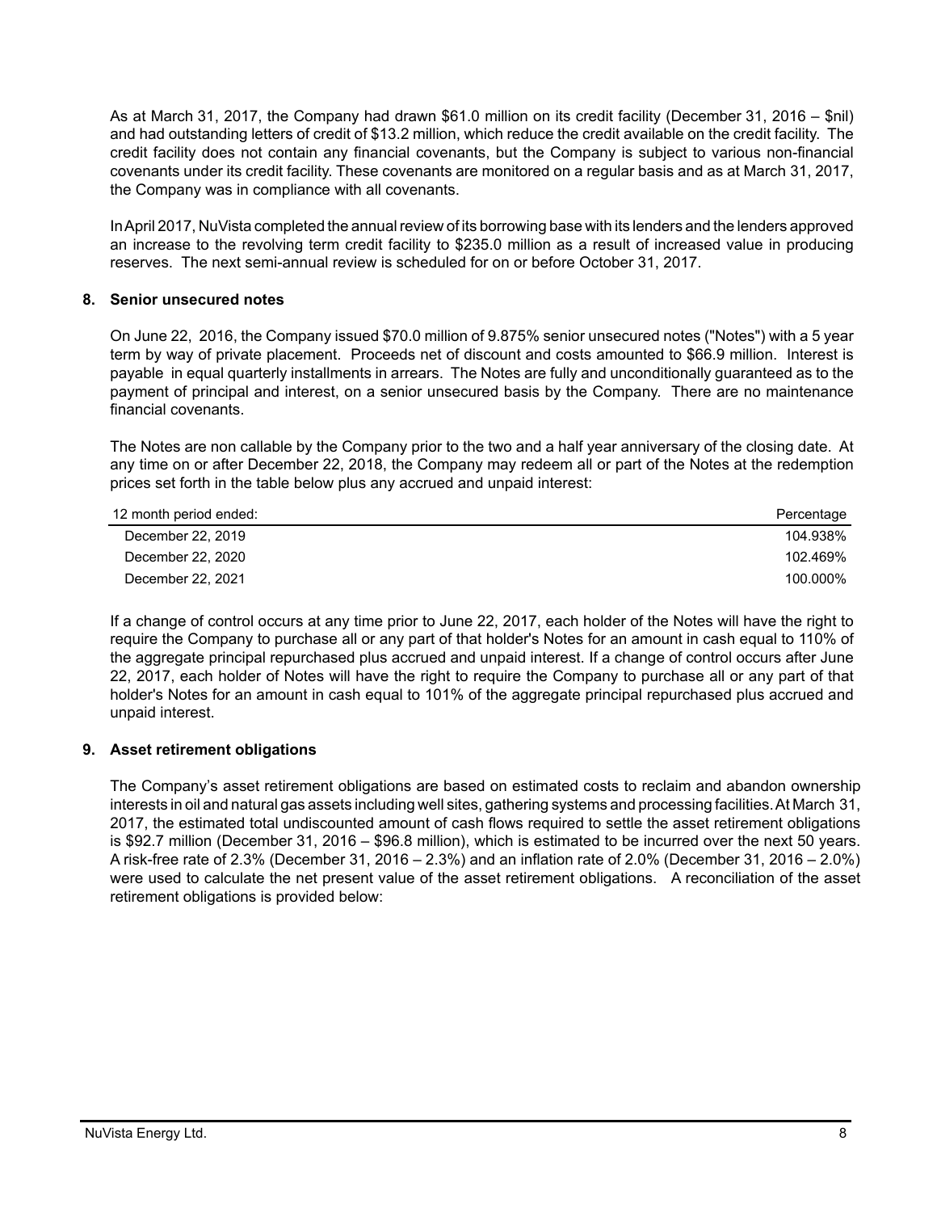As at March 31, 2017, the Company had drawn $61.0 million on its credit facility (December 31, 2016 – $nil) and had outstanding letters of credit of $13.2 million, which reduce the credit available on the credit facility. The credit facility does not contain any financial covenants, but the Company is subject to various non-financial covenants under its credit facility. These covenants are monitored on a regular basis and as at March 31, 2017, the Company was in compliance with all covenants.

In April 2017, NuVista completed the annual review of its borrowing base with its lenders and the lenders approved an increase to the revolving term credit facility to $235.0 million as a result of increased value in producing reserves. The next semi-annual review is scheduled for on or before October 31, 2017.

## 8. Senior unsecured notes

On June 22, 2016, the Company issued $70.0 million of 9.875% senior unsecured notes ("Notes") with a 5 year term by way of private placement. Proceeds net of discount and costs amounted to $66.9 million. Interest is payable in equal quarterly installments in arrears. The Notes are fully and unconditionally guaranteed as to the payment of principal and interest, on a senior unsecured basis by the Company. There are no maintenance financial covenants.

The Notes are non callable by the Company prior to the two and a half year anniversary of the closing date. At any time on or after December 22, 2018, the Company may redeem all or part of the Notes at the redemption prices set forth in the table below plus any accrued and unpaid interest:

| 12 month period ended: | Percentage |
|---|---|
| December 22, 2019 | 104.938% |
| December 22, 2020 | 102.469% |
| December 22, 2021 | 100.000% |

If a change of control occurs at any time prior to June 22, 2017, each holder of the Notes will have the right to require the Company to purchase all or any part of that holder's Notes for an amount in cash equal to 110% of the aggregate principal repurchased plus accrued and unpaid interest. If a change of control occurs after June 22, 2017, each holder of Notes will have the right to require the Company to purchase all or any part of that holder's Notes for an amount in cash equal to 101% of the aggregate principal repurchased plus accrued and unpaid interest.

## 9. Asset retirement obligations

The Company's asset retirement obligations are based on estimated costs to reclaim and abandon ownership interests in oil and natural gas assets including well sites, gathering systems and processing facilities. At March 31, 2017, the estimated total undiscounted amount of cash flows required to settle the asset retirement obligations is $92.7 million (December 31, 2016 – $96.8 million), which is estimated to be incurred over the next 50 years. A risk-free rate of 2.3% (December 31, 2016 – 2.3%) and an inflation rate of 2.0% (December 31, 2016 – 2.0%) were used to calculate the net present value of the asset retirement obligations. A reconciliation of the asset retirement obligations is provided below: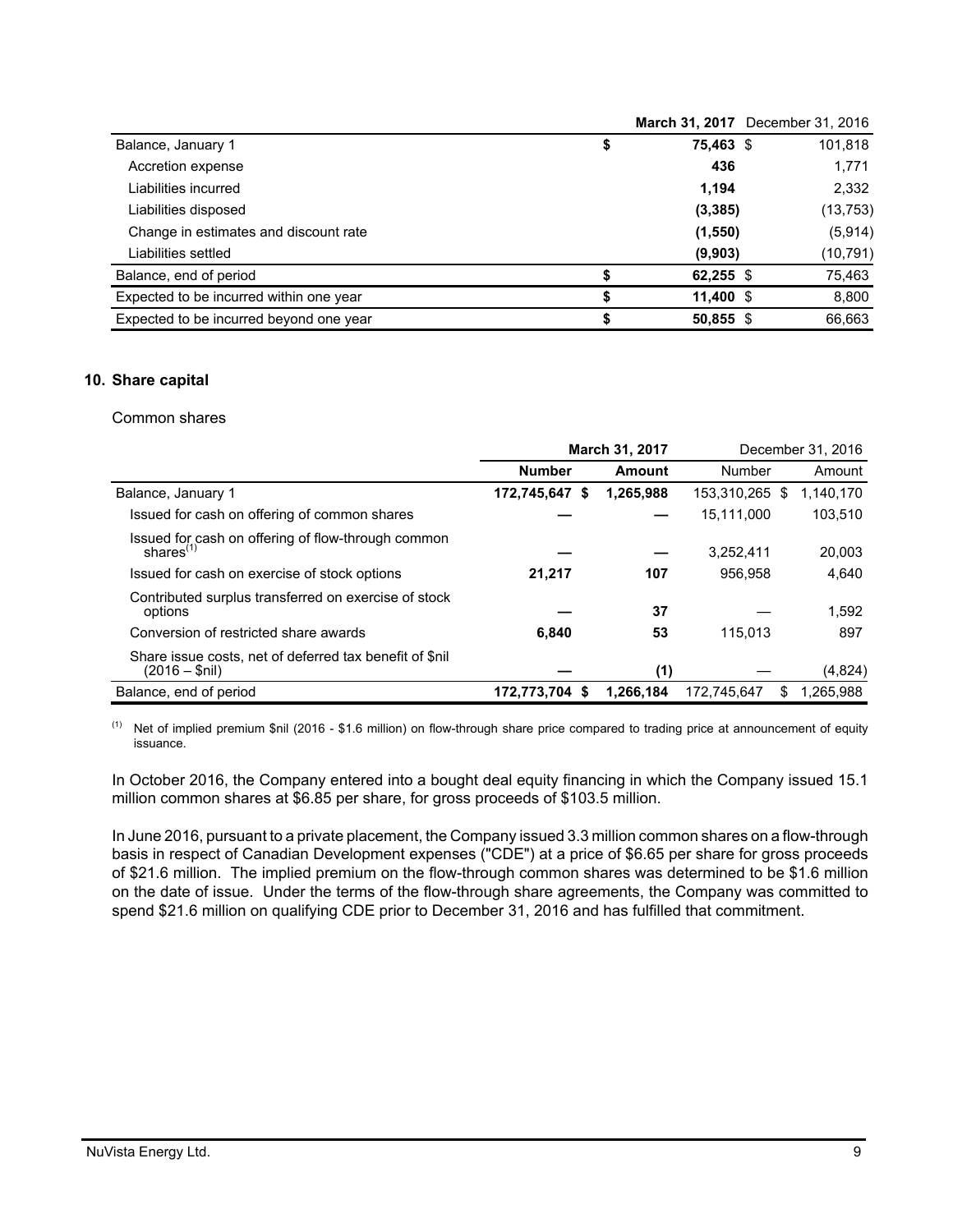| | March 31, 2017 | December 31, 2016 |
|---|---|---|
| Balance, January 1 | $ **75,463** | $ 101,818 |
| Accretion expense | **436** | 1,771 |
| Liabilities incurred | **1,194** | 2,332 |
| Liabilities disposed | **(3,385)** | (13,753) |
| Change in estimates and discount rate | **(1,550)** | (5,914) |
| Liabilities settled | **(9,903)** | (10,791) |
| Balance, end of period | $ **62,255** | $ 75,463 |
| Expected to be incurred within one year | $ **11,400** | $ 8,800 |
| Expected to be incurred beyond one year | $ **50,855** | $ 66,663 |

## 10. Share capital

Common shares

| | March 31, 2017 | | December 31, 2016 | |
|---|---|---|---|---|
| | **Number** | **Amount** | Number | Amount |
| Balance, January 1 | **172,745,647** | $ **1,265,988** | 153,310,265 | $ 1,140,170 |
| Issued for cash on offering of common shares | **—** | **—** | 15,111,000 | 103,510 |
| Issued for cash on offering of flow-through common shares[(1)] | **—** | **—** | 3,252,411 | 20,003 |
| Issued for cash on exercise of stock options | **21,217** | **107** | 956,958 | 4,640 |
| Contributed surplus transferred on exercise of stock options | **—** | **37** | — | 1,592 |
| Conversion of restricted share awards | **6,840** | **53** | 115,013 | 897 |
| Share issue costs, net of deferred tax benefit of $nil (2016 – $nil) | **—** | **(1)** | — | (4,824) |
| Balance, end of period | **172,773,704** | $ **1,266,184** | 172,745,647 | $ 1,265,988 |

(1) Net of implied premium $nil (2016 - $1.6 million) on flow-through share price compared to trading price at announcement of equity issuance.

In October 2016, the Company entered into a bought deal equity financing in which the Company issued 15.1 million common shares at $6.85 per share, for gross proceeds of $103.5 million.

In June 2016, pursuant to a private placement, the Company issued 3.3 million common shares on a flow-through basis in respect of Canadian Development expenses ("CDE") at a price of $6.65 per share for gross proceeds of $21.6 million. The implied premium on the flow-through common shares was determined to be $1.6 million on the date of issue. Under the terms of the flow-through share agreements, the Company was committed to spend $21.6 million on qualifying CDE prior to December 31, 2016 and has fulfilled that commitment.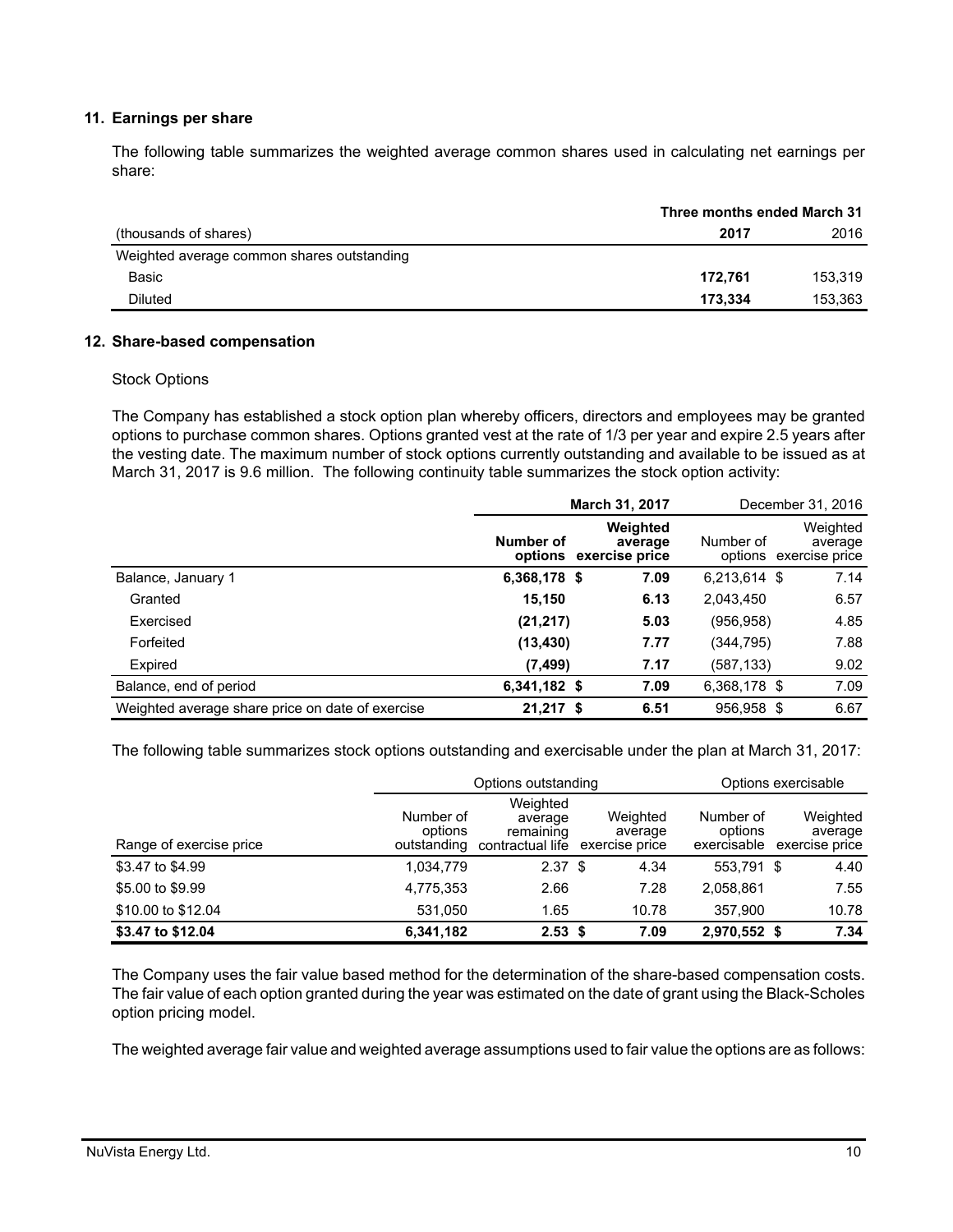## 11. Earnings per share

The following table summarizes the weighted average common shares used in calculating net earnings per share:

| | Three months ended March 31 | |
|---|---|---|
| (thousands of shares) | **2017** | 2016 |
| Weighted average common shares outstanding | | |
| Basic | **172,761** | 153,319 |
| Diluted | **173,334** | 153,363 |

## 12. Share-based compensation

Stock Options

The Company has established a stock option plan whereby officers, directors and employees may be granted options to purchase common shares. Options granted vest at the rate of 1/3 per year and expire 2.5 years after the vesting date. The maximum number of stock options currently outstanding and available to be issued as at March 31, 2017 is 9.6 million. The following continuity table summarizes the stock option activity:

| | **March 31, 2017** | | December 31, 2016 | |
|---|---|---|---|---|
| | **Number of options** | **Weighted average exercise price** | Number of options | Weighted average exercise price |
| Balance, January 1 | **6,368,178** | **$ 7.09** | 6,213,614 | $ 7.14 |
| Granted | **15,150** | **6.13** | 2,043,450 | 6.57 |
| Exercised | **(21,217)** | **5.03** | (956,958) | 4.85 |
| Forfeited | **(13,430)** | **7.77** | (344,795) | 7.88 |
| Expired | **(7,499)** | **7.17** | (587,133) | 9.02 |
| Balance, end of period | **6,341,182** | **$ 7.09** | 6,368,178 | $ 7.09 |
| Weighted average share price on date of exercise | **21,217** | **$ 6.51** | 956,958 | $ 6.67 |

The following table summarizes stock options outstanding and exercisable under the plan at March 31, 2017:

| | Options outstanding | | | Options exercisable | |
|---|---|---|---|---|---|
| Range of exercise price | Number of options outstanding | Weighted average remaining contractual life | Weighted average exercise price | Number of options exercisable | Weighted average exercise price |
| $3.47 to $4.99 | 1,034,779 | 2.37 | $ 4.34 | 553,791 | $ 4.40 |
| $5.00 to $9.99 | 4,775,353 | 2.66 | 7.28 | 2,058,861 | 7.55 |
| $10.00 to $12.04 | 531,050 | 1.65 | 10.78 | 357,900 | 10.78 |
| **$3.47 to $12.04** | **6,341,182** | **2.53** | **$ 7.09** | **2,970,552** | **$ 7.34** |

The Company uses the fair value based method for the determination of the share-based compensation costs. The fair value of each option granted during the year was estimated on the date of grant using the Black-Scholes option pricing model.

The weighted average fair value and weighted average assumptions used to fair value the options are as follows: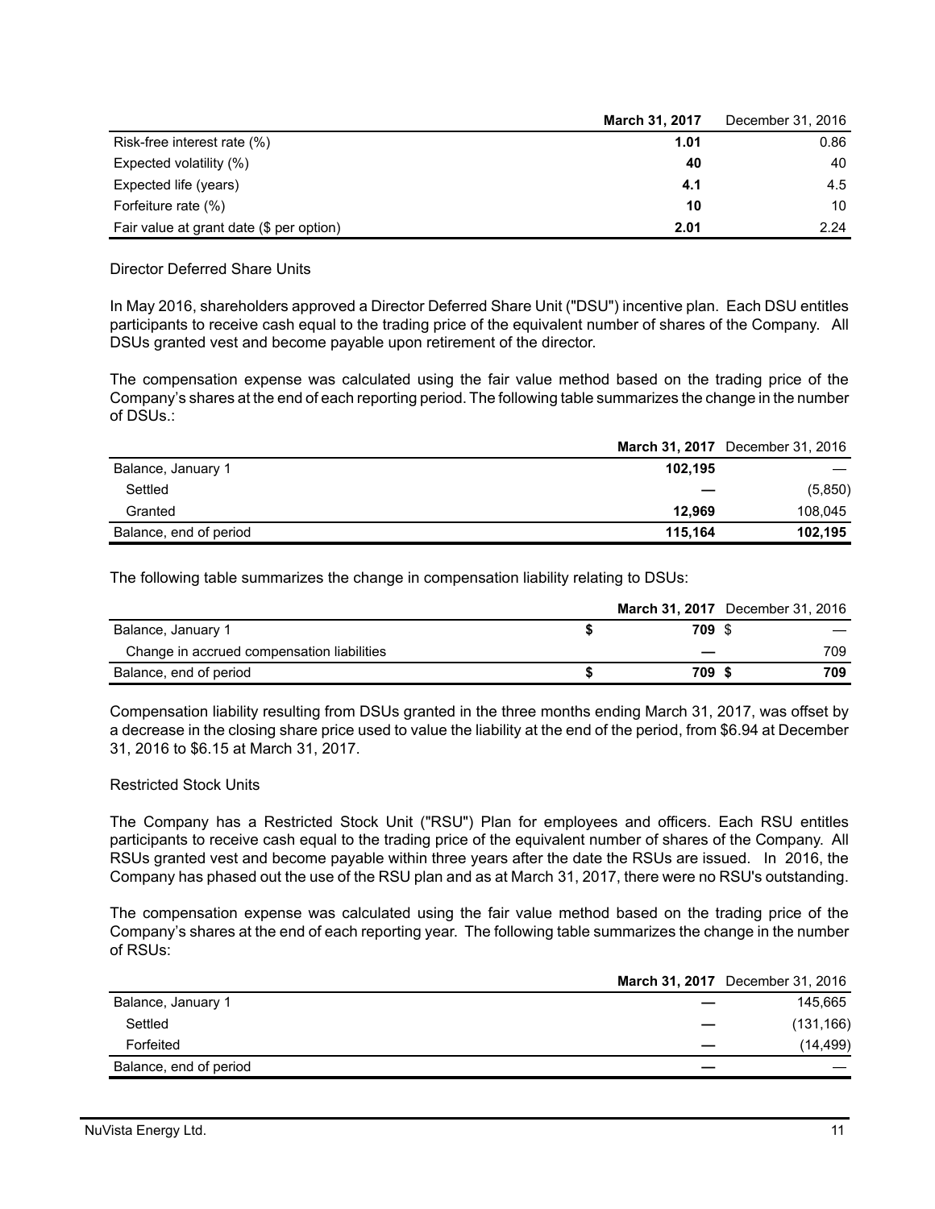| | **March 31, 2017** | December 31, 2016 |
| --- | --- | --- |
| Risk-free interest rate (%) | **1.01** | 0.86 |
| Expected volatility (%) | **40** | 40 |
| Expected life (years) | **4.1** | 4.5 |
| Forfeiture rate (%) | **10** | 10 |
| Fair value at grant date ($ per option) | **2.01** | 2.24 |

Director Deferred Share Units

In May 2016, shareholders approved a Director Deferred Share Unit ("DSU") incentive plan. Each DSU entitles participants to receive cash equal to the trading price of the equivalent number of shares of the Company. All DSUs granted vest and become payable upon retirement of the director.

The compensation expense was calculated using the fair value method based on the trading price of the Company's shares at the end of each reporting period. The following table summarizes the change in the number of DSUs.:

| | **March 31, 2017** | December 31, 2016 |
| --- | --- | --- |
| Balance, January 1 | **102,195** | — |
| Settled | **—** | (5,850) |
| Granted | **12,969** | 108,045 |
| Balance, end of period | **115,164** | **102,195** |

The following table summarizes the change in compensation liability relating to DSUs:

| | **March 31, 2017** | December 31, 2016 |
| --- | --- | --- |
| Balance, January 1 | **$ 709** | $ — |
| Change in accrued compensation liabilities | **—** | 709 |
| Balance, end of period | **$ 709** | **$ 709** |

Compensation liability resulting from DSUs granted in the three months ending March 31, 2017, was offset by a decrease in the closing share price used to value the liability at the end of the period, from $6.94 at December 31, 2016 to $6.15 at March 31, 2017.

Restricted Stock Units

The Company has a Restricted Stock Unit ("RSU") Plan for employees and officers. Each RSU entitles participants to receive cash equal to the trading price of the equivalent number of shares of the Company. All RSUs granted vest and become payable within three years after the date the RSUs are issued. In 2016, the Company has phased out the use of the RSU plan and as at March 31, 2017, there were no RSU's outstanding.

The compensation expense was calculated using the fair value method based on the trading price of the Company's shares at the end of each reporting year. The following table summarizes the change in the number of RSUs:

| | **March 31, 2017** | December 31, 2016 |
| --- | --- | --- |
| Balance, January 1 | **—** | 145,665 |
| Settled | **—** | (131,166) |
| Forfeited | **—** | (14,499) |
| Balance, end of period | **—** | — |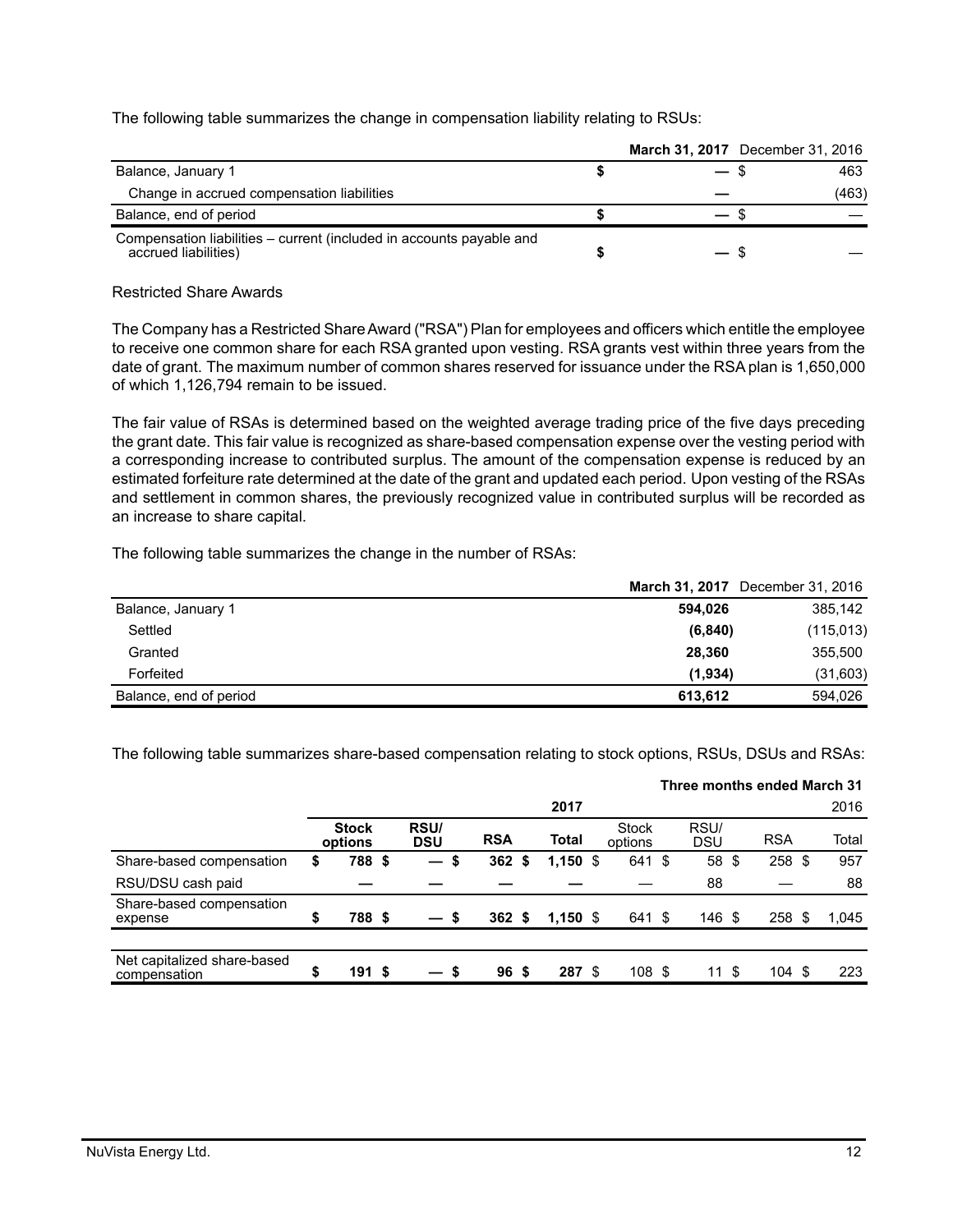The following table summarizes the change in compensation liability relating to RSUs:

| | **March 31, 2017** | December 31, 2016 |
|---|---|---|
| Balance, January 1 | $ — | $ 463 |
| Change in accrued compensation liabilities | — | (463) |
| Balance, end of period | $ — | $ — |
| Compensation liabilities – current (included in accounts payable and accrued liabilities) | $ — | $ — |

Restricted Share Awards

The Company has a Restricted Share Award ("RSA") Plan for employees and officers which entitle the employee to receive one common share for each RSA granted upon vesting. RSA grants vest within three years from the date of grant. The maximum number of common shares reserved for issuance under the RSA plan is 1,650,000 of which 1,126,794 remain to be issued.

The fair value of RSAs is determined based on the weighted average trading price of the five days preceding the grant date. This fair value is recognized as share-based compensation expense over the vesting period with a corresponding increase to contributed surplus. The amount of the compensation expense is reduced by an estimated forfeiture rate determined at the date of the grant and updated each period. Upon vesting of the RSAs and settlement in common shares, the previously recognized value in contributed surplus will be recorded as an increase to share capital.

The following table summarizes the change in the number of RSAs:

| | **March 31, 2017** | December 31, 2016 |
|---|---|---|
| Balance, January 1 | **594,026** | 385,142 |
| Settled | **(6,840)** | (115,013) |
| Granted | **28,360** | 355,500 |
| Forfeited | **(1,934)** | (31,603) |
| Balance, end of period | **613,612** | 594,026 |

The following table summarizes share-based compensation relating to stock options, RSUs, DSUs and RSAs:

| | **Three months ended March 31** | | | | | | | |
|---|---|---|---|---|---|---|---|---|
| | **2017** | | | | 2016 | | | |
| | **Stock options** | **RSU/ DSU** | **RSA** | **Total** | Stock options | RSU/ DSU | RSA | Total |
| Share-based compensation | **$ 788** | **$ —** | **$ 362** | **$ 1,150** | $ 641 | $ 58 | $ 258 | $ 957 |
| RSU/DSU cash paid | **—** | **—** | **—** | **—** | — | 88 | — | 88 |
| Share-based compensation expense | **$ 788** | **$ —** | **$ 362** | **$ 1,150** | $ 641 | $ 146 | $ 258 | $ 1,045 |
| Net capitalized share-based compensation | **$ 191** | **$ —** | **$ 96** | **$ 287** | $ 108 | $ 11 | $ 104 | $ 223 |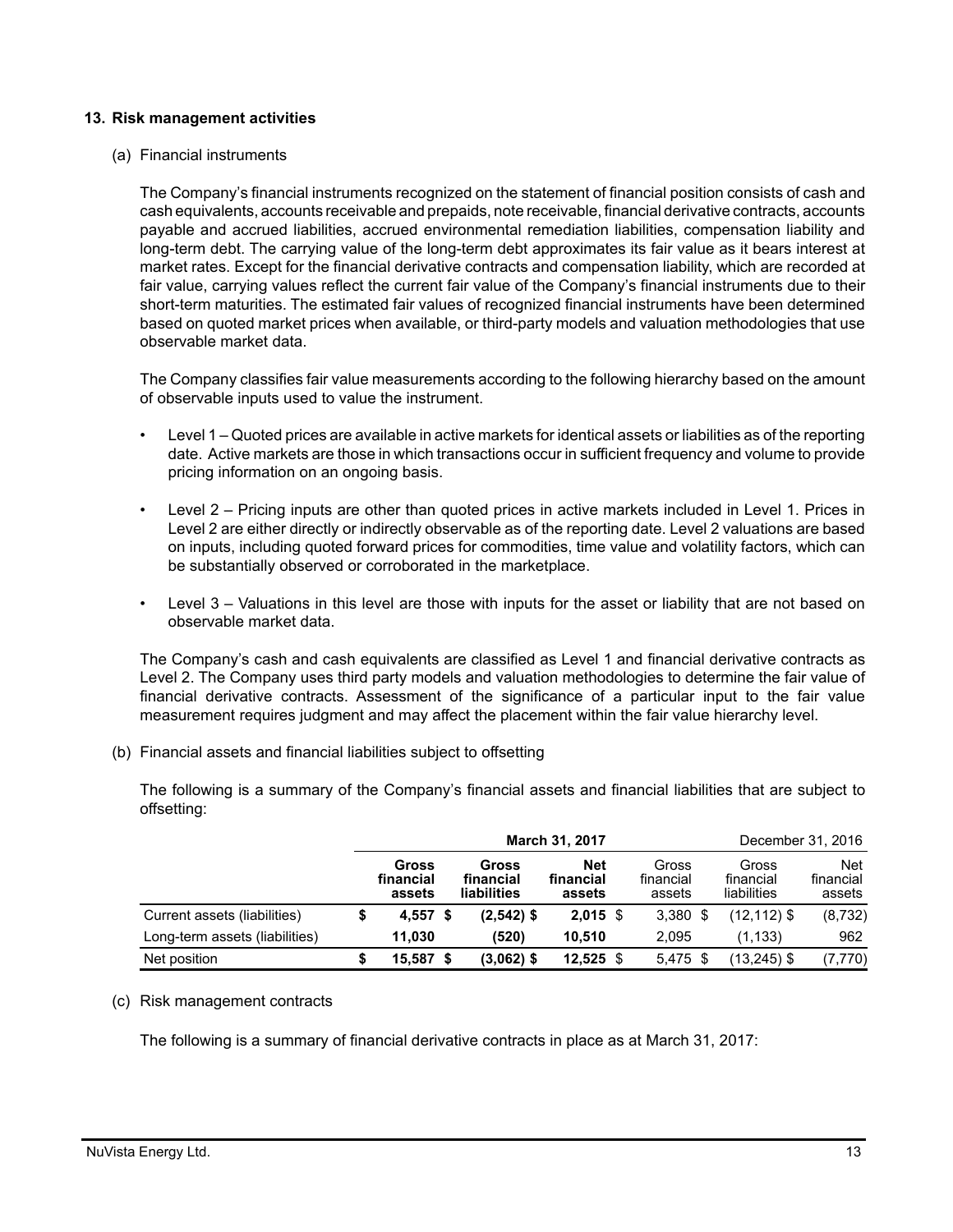## 13. Risk management activities

(a) Financial instruments

The Company's financial instruments recognized on the statement of financial position consists of cash and cash equivalents, accounts receivable and prepaids, note receivable, financial derivative contracts, accounts payable and accrued liabilities, accrued environmental remediation liabilities, compensation liability and long-term debt. The carrying value of the long-term debt approximates its fair value as it bears interest at market rates. Except for the financial derivative contracts and compensation liability, which are recorded at fair value, carrying values reflect the current fair value of the Company's financial instruments due to their short-term maturities. The estimated fair values of recognized financial instruments have been determined based on quoted market prices when available, or third-party models and valuation methodologies that use observable market data.

The Company classifies fair value measurements according to the following hierarchy based on the amount of observable inputs used to value the instrument.

- Level 1 – Quoted prices are available in active markets for identical assets or liabilities as of the reporting date. Active markets are those in which transactions occur in sufficient frequency and volume to provide pricing information on an ongoing basis.
- Level 2 – Pricing inputs are other than quoted prices in active markets included in Level 1. Prices in Level 2 are either directly or indirectly observable as of the reporting date. Level 2 valuations are based on inputs, including quoted forward prices for commodities, time value and volatility factors, which can be substantially observed or corroborated in the marketplace.
- Level 3 – Valuations in this level are those with inputs for the asset or liability that are not based on observable market data.

The Company's cash and cash equivalents are classified as Level 1 and financial derivative contracts as Level 2. The Company uses third party models and valuation methodologies to determine the fair value of financial derivative contracts. Assessment of the significance of a particular input to the fair value measurement requires judgment and may affect the placement within the fair value hierarchy level.

(b) Financial assets and financial liabilities subject to offsetting

The following is a summary of the Company's financial assets and financial liabilities that are subject to offsetting:

| | **March 31, 2017** | | | December 31, 2016 | | |
|---|---|---|---|---|---|---|
| | **Gross financial assets** | **Gross financial liabilities** | **Net financial assets** | Gross financial assets | Gross financial liabilities | Net financial assets |
| Current assets (liabilities) | **$ 4,557** | **$ (2,542)** | **$ 2,015** | $ 3,380 | $ (12,112) | $ (8,732) |
| Long-term assets (liabilities) | **11,030** | **(520)** | **10,510** | 2,095 | (1,133) | 962 |
| Net position | **$ 15,587** | **$ (3,062)** | **$ 12,525** | $ 5,475 | $ (13,245) | $ (7,770) |

(c) Risk management contracts

The following is a summary of financial derivative contracts in place as at March 31, 2017: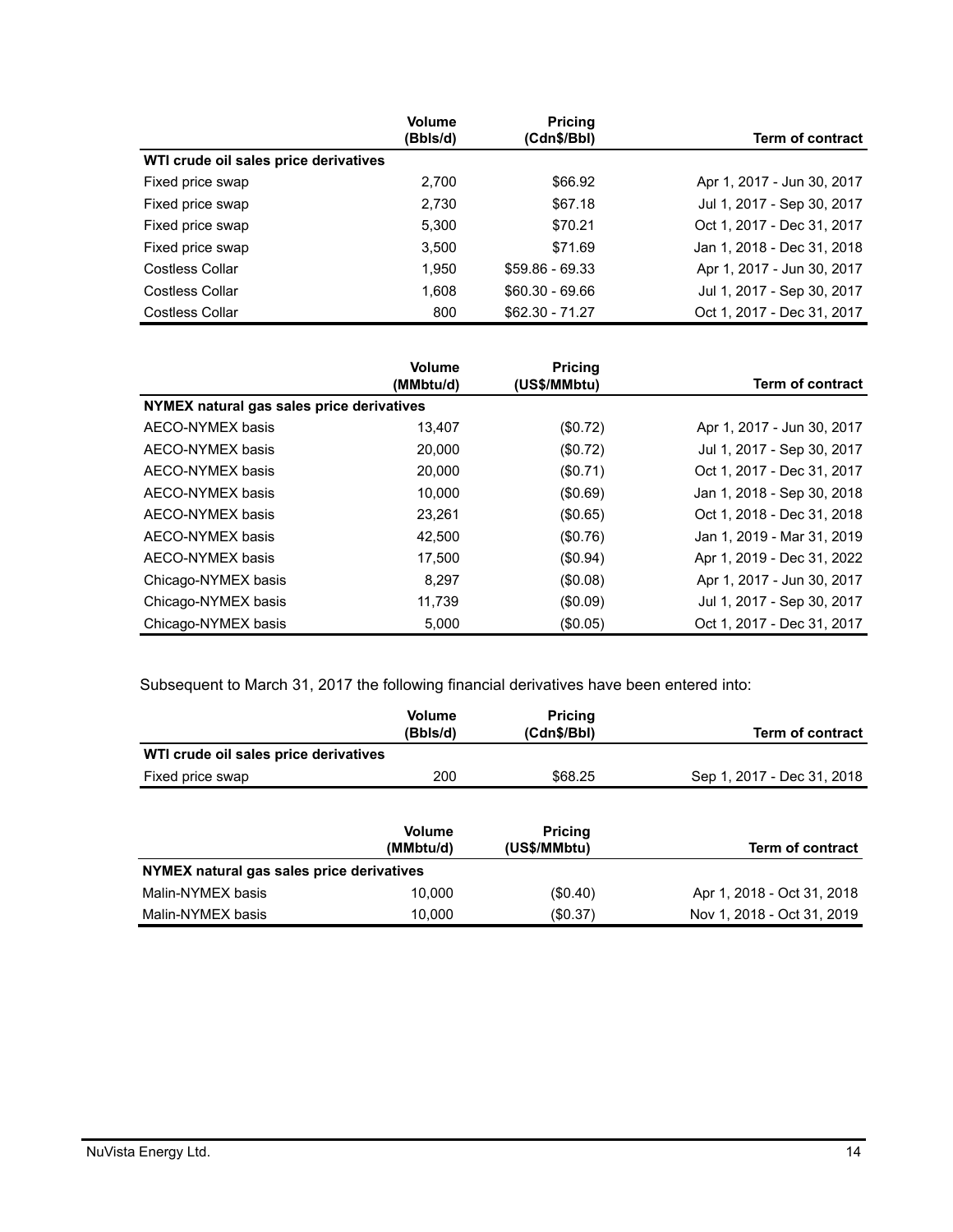| | Volume (Bbls/d) | Pricing (Cdn$/Bbl) | Term of contract |
|---|---|---|---|
| **WTI crude oil sales price derivatives** | | | |
| Fixed price swap | 2,700 | $66.92 | Apr 1, 2017 - Jun 30, 2017 |
| Fixed price swap | 2,730 | $67.18 | Jul 1, 2017 - Sep 30, 2017 |
| Fixed price swap | 5,300 | $70.21 | Oct 1, 2017 - Dec 31, 2017 |
| Fixed price swap | 3,500 | $71.69 | Jan 1, 2018 - Dec 31, 2018 |
| Costless Collar | 1,950 | $59.86 - 69.33 | Apr 1, 2017 - Jun 30, 2017 |
| Costless Collar | 1,608 | $60.30 - 69.66 | Jul 1, 2017 - Sep 30, 2017 |
| Costless Collar | 800 | $62.30 - 71.27 | Oct 1, 2017 - Dec 31, 2017 |

| | Volume (MMbtu/d) | Pricing (US$/MMbtu) | Term of contract |
|---|---|---|---|
| **NYMEX natural gas sales price derivatives** | | | |
| AECO-NYMEX basis | 13,407 | ($0.72) | Apr 1, 2017 - Jun 30, 2017 |
| AECO-NYMEX basis | 20,000 | ($0.72) | Jul 1, 2017 - Sep 30, 2017 |
| AECO-NYMEX basis | 20,000 | ($0.71) | Oct 1, 2017 - Dec 31, 2017 |
| AECO-NYMEX basis | 10,000 | ($0.69) | Jan 1, 2018 - Sep 30, 2018 |
| AECO-NYMEX basis | 23,261 | ($0.65) | Oct 1, 2018 - Dec 31, 2018 |
| AECO-NYMEX basis | 42,500 | ($0.76) | Jan 1, 2019 - Mar 31, 2019 |
| AECO-NYMEX basis | 17,500 | ($0.94) | Apr 1, 2019 - Dec 31, 2022 |
| Chicago-NYMEX basis | 8,297 | ($0.08) | Apr 1, 2017 - Jun 30, 2017 |
| Chicago-NYMEX basis | 11,739 | ($0.09) | Jul 1, 2017 - Sep 30, 2017 |
| Chicago-NYMEX basis | 5,000 | ($0.05) | Oct 1, 2017 - Dec 31, 2017 |

Subsequent to March 31, 2017 the following financial derivatives have been entered into:

| | Volume (Bbls/d) | Pricing (Cdn$/Bbl) | Term of contract |
|---|---|---|---|
| **WTI crude oil sales price derivatives** | | | |
| Fixed price swap | 200 | $68.25 | Sep 1, 2017 - Dec 31, 2018 |

| | Volume (MMbtu/d) | Pricing (US$/MMbtu) | Term of contract |
|---|---|---|---|
| **NYMEX natural gas sales price derivatives** | | | |
| Malin-NYMEX basis | 10,000 | ($0.40) | Apr 1, 2018 - Oct 31, 2018 |
| Malin-NYMEX basis | 10,000 | ($0.37) | Nov 1, 2018 - Oct 31, 2019 |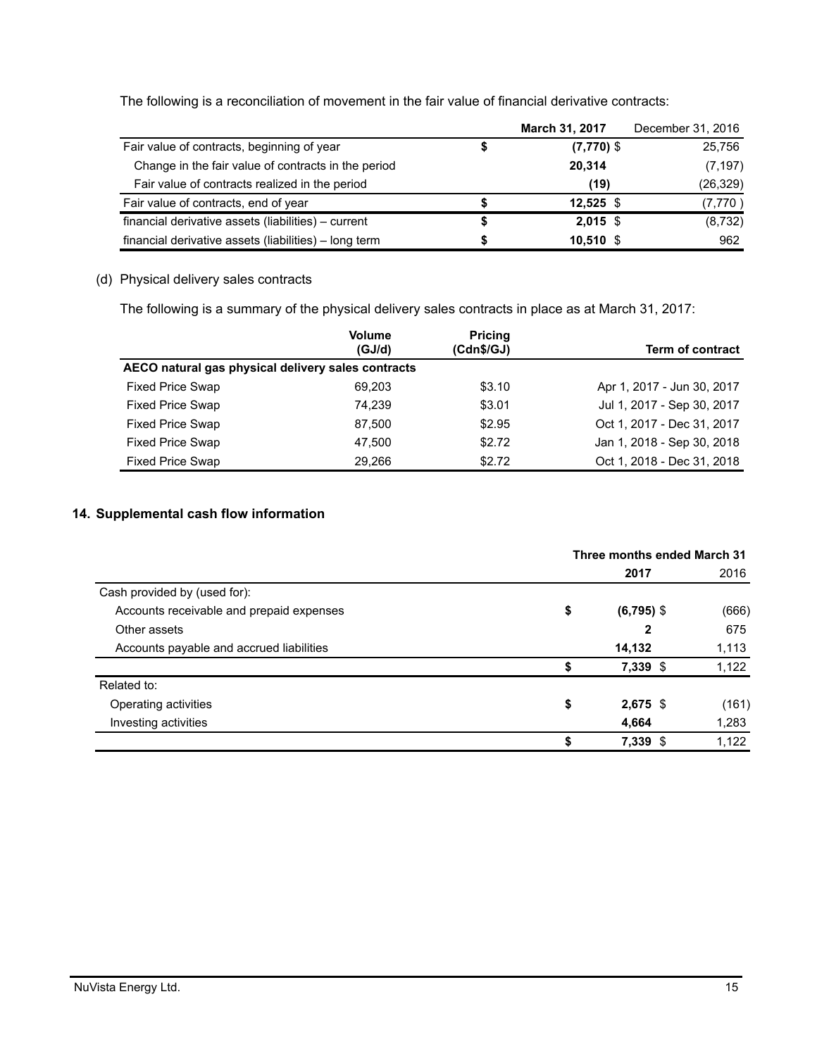The following is a reconciliation of movement in the fair value of financial derivative contracts:

| | March 31, 2017 | December 31, 2016 |
|---|---|---|
| Fair value of contracts, beginning of year | $ (7,770) | $ 25,756 |
| Change in the fair value of contracts in the period | 20,314 | (7,197) |
| Fair value of contracts realized in the period | (19) | (26,329) |
| Fair value of contracts, end of year | $ 12,525 | $ (7,770) |
| financial derivative assets (liabilities) – current | $ 2,015 | $ (8,732) |
| financial derivative assets (liabilities) – long term | $ 10,510 | $ 962 |

(d) Physical delivery sales contracts

The following is a summary of the physical delivery sales contracts in place as at March 31, 2017:

| | Volume (GJ/d) | Pricing (Cdn$/GJ) | Term of contract |
|---|---|---|---|
| **AECO natural gas physical delivery sales contracts** | | | |
| Fixed Price Swap | 69,203 | $3.10 | Apr 1, 2017 - Jun 30, 2017 |
| Fixed Price Swap | 74,239 | $3.01 | Jul 1, 2017 - Sep 30, 2017 |
| Fixed Price Swap | 87,500 | $2.95 | Oct 1, 2017 - Dec 31, 2017 |
| Fixed Price Swap | 47,500 | $2.72 | Jan 1, 2018 - Sep 30, 2018 |
| Fixed Price Swap | 29,266 | $2.72 | Oct 1, 2018 - Dec 31, 2018 |

## 14. Supplemental cash flow information

| | Three months ended March 31 | |
|---|---|---|
| | 2017 | 2016 |
| Cash provided by (used for): | | |
| Accounts receivable and prepaid expenses | $ (6,795) | $ (666) |
| Other assets | 2 | 675 |
| Accounts payable and accrued liabilities | 14,132 | 1,113 |
| | $ 7,339 | $ 1,122 |
| Related to: | | |
| Operating activities | $ 2,675 | $ (161) |
| Investing activities | 4,664 | 1,283 |
| | $ 7,339 | $ 1,122 |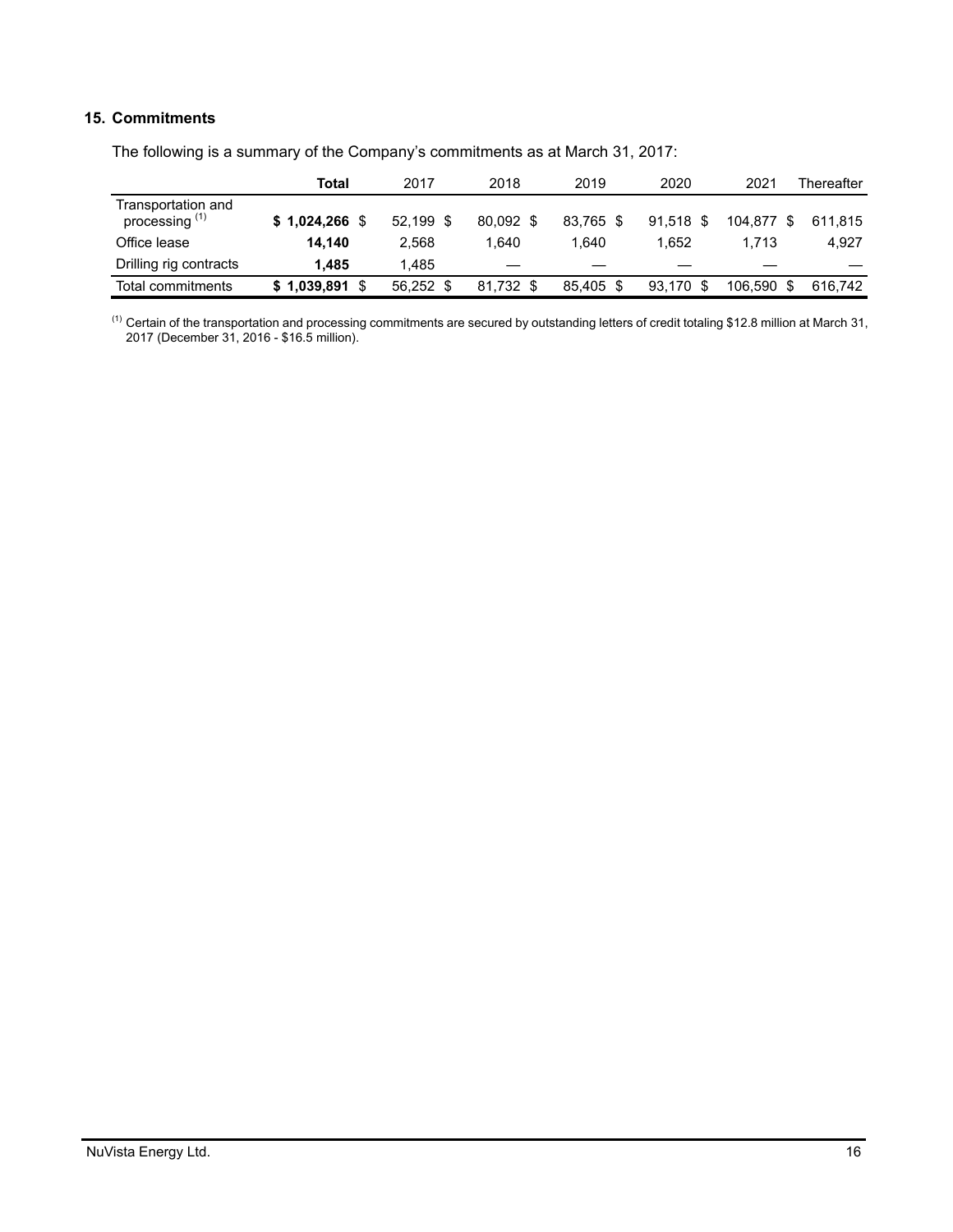## 15. Commitments

The following is a summary of the Company's commitments as at March 31, 2017:

| | **Total** | 2017 | 2018 | 2019 | 2020 | 2021 | Thereafter |
|---|---|---|---|---|---|---|---|
| Transportation and processing [(1)] | **$ 1,024,266** | $ 52,199 | $ 80,092 | $ 83,765 | $ 91,518 | $ 104,877 | $ 611,815 |
| Office lease | **14,140** | 2,568 | 1,640 | 1,640 | 1,652 | 1,713 | 4,927 |
| Drilling rig contracts | **1,485** | 1,485 | — | — | — | — | — |
| Total commitments | **$ 1,039,891** | $ 56,252 | $ 81,732 | $ 85,405 | $ 93,170 | $ 106,590 | $ 616,742 |

[(1)] Certain of the transportation and processing commitments are secured by outstanding letters of credit totaling $12.8 million at March 31, 2017 (December 31, 2016 - $16.5 million).